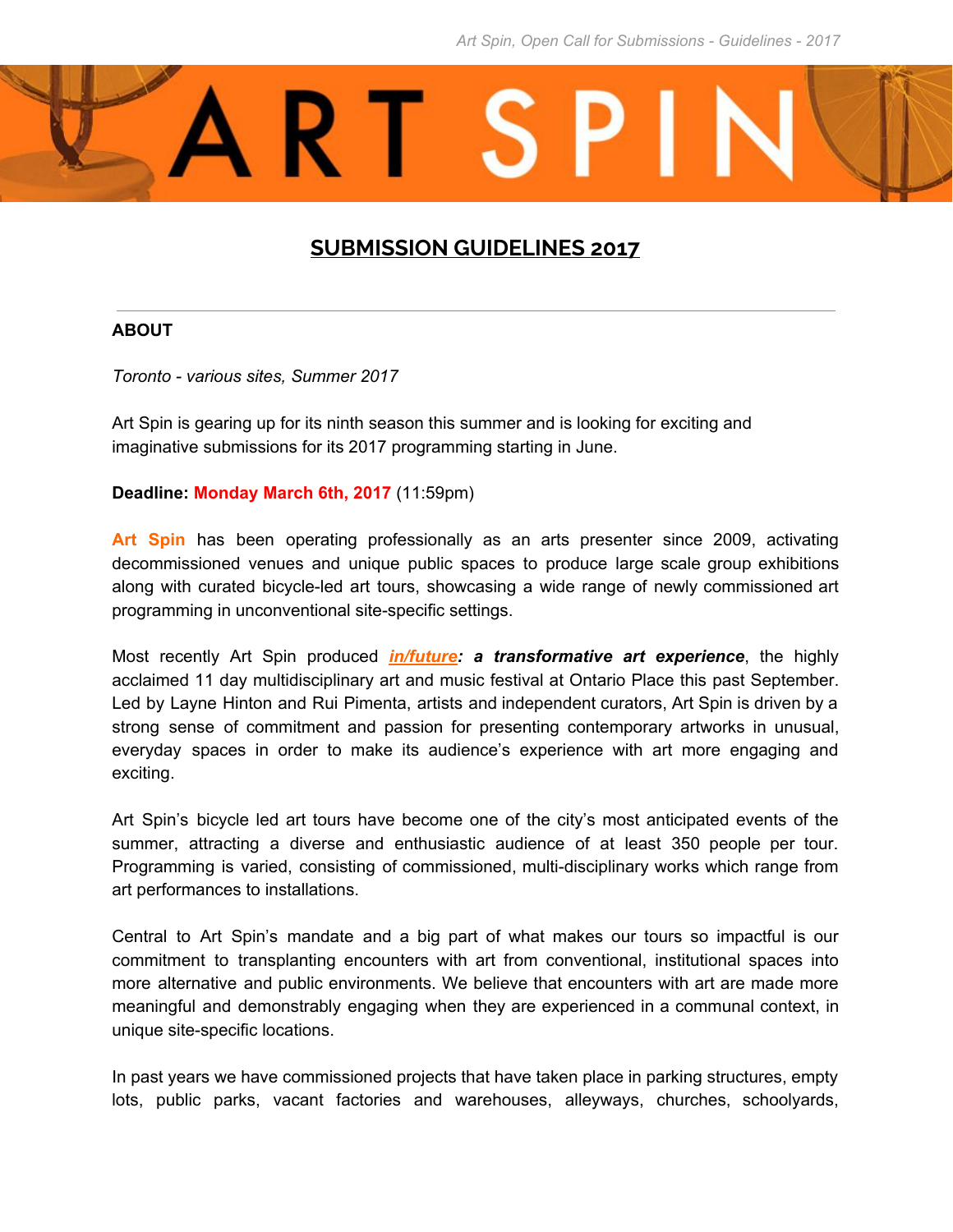# ART SPIN

## SUBMISSION GUIDELINES 2017

---

**ABOUT**

*Toronto - various sites, Summer 2017*

Art Spin is gearing up for its ninth season this summer and is looking for exciting and imaginative submissions for its 2017 programming starting in June.

**Deadline: Monday March 6th, 2017** (11:59pm)

**Art Spin** has been operating professionally as an arts presenter since 2009, activating decommissioned venues and unique public spaces to produce large scale group exhibitions along with curated bicycle-led art tours, showcasing a wide range of newly commissioned art programming in unconventional site-specific settings.

Most recently Art Spin produced ***in/future: a transformative art experience***, the highly acclaimed 11 day multidisciplinary art and music festival at Ontario Place this past September. Led by Layne Hinton and Rui Pimenta, artists and independent curators, Art Spin is driven by a strong sense of commitment and passion for presenting contemporary artworks in unusual, everyday spaces in order to make its audience's experience with art more engaging and exciting.

Art Spin's bicycle led art tours have become one of the city's most anticipated events of the summer, attracting a diverse and enthusiastic audience of at least 350 people per tour. Programming is varied, consisting of commissioned, multi-disciplinary works which range from art performances to installations.

Central to Art Spin's mandate and a big part of what makes our tours so impactful is our commitment to transplanting encounters with art from conventional, institutional spaces into more alternative and public environments. We believe that encounters with art are made more meaningful and demonstrably engaging when they are experienced in a communal context, in unique site-specific locations.

In past years we have commissioned projects that have taken place in parking structures, empty lots, public parks, vacant factories and warehouses, alleyways, churches, schoolyards,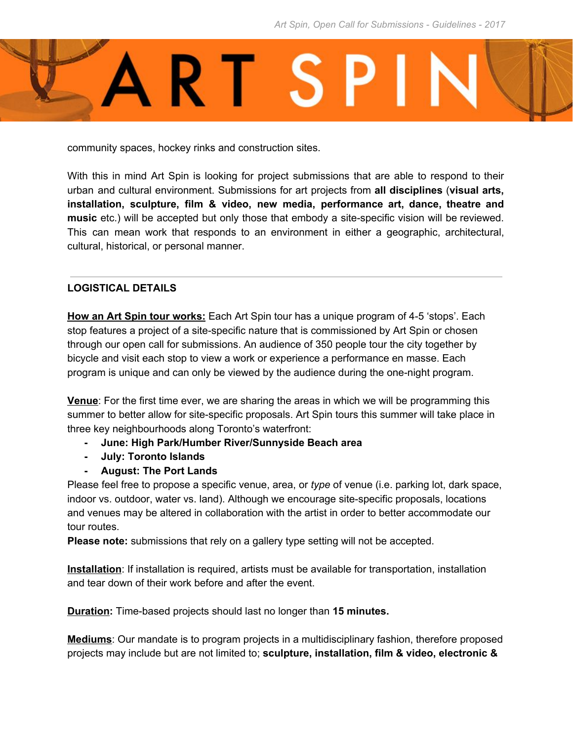community spaces, hockey rinks and construction sites.

With this in mind Art Spin is looking for project submissions that are able to respond to their urban and cultural environment. Submissions for art projects from **all disciplines** (**visual arts, installation, sculpture, film & video, new media, performance art, dance, theatre and music** etc.) will be accepted but only those that embody a site-specific vision will be reviewed. This can mean work that responds to an environment in either a geographic, architectural, cultural, historical, or personal manner.

---

**LOGISTICAL DETAILS**

**How an Art Spin tour works:** Each Art Spin tour has a unique program of 4-5 'stops'. Each stop features a project of a site-specific nature that is commissioned by Art Spin or chosen through our open call for submissions. An audience of 350 people tour the city together by bicycle and visit each stop to view a work or experience a performance en masse. Each program is unique and can only be viewed by the audience during the one-night program.

**Venue**: For the first time ever, we are sharing the areas in which we will be programming this summer to better allow for site-specific proposals. Art Spin tours this summer will take place in three key neighbourhoods along Toronto's waterfront:

- **June: High Park/Humber River/Sunnyside Beach area**
- **July: Toronto Islands**
- **August: The Port Lands**

Please feel free to propose a specific venue, area, or *type* of venue (i.e. parking lot, dark space, indoor vs. outdoor, water vs. land). Although we encourage site-specific proposals, locations and venues may be altered in collaboration with the artist in order to better accommodate our tour routes.

**Please note:** submissions that rely on a gallery type setting will not be accepted.

**Installation**: If installation is required, artists must be available for transportation, installation and tear down of their work before and after the event.

**Duration:** Time-based projects should last no longer than **15 minutes.**

**Mediums**: Our mandate is to program projects in a multidisciplinary fashion, therefore proposed projects may include but are not limited to; **sculpture, installation, film & video, electronic &**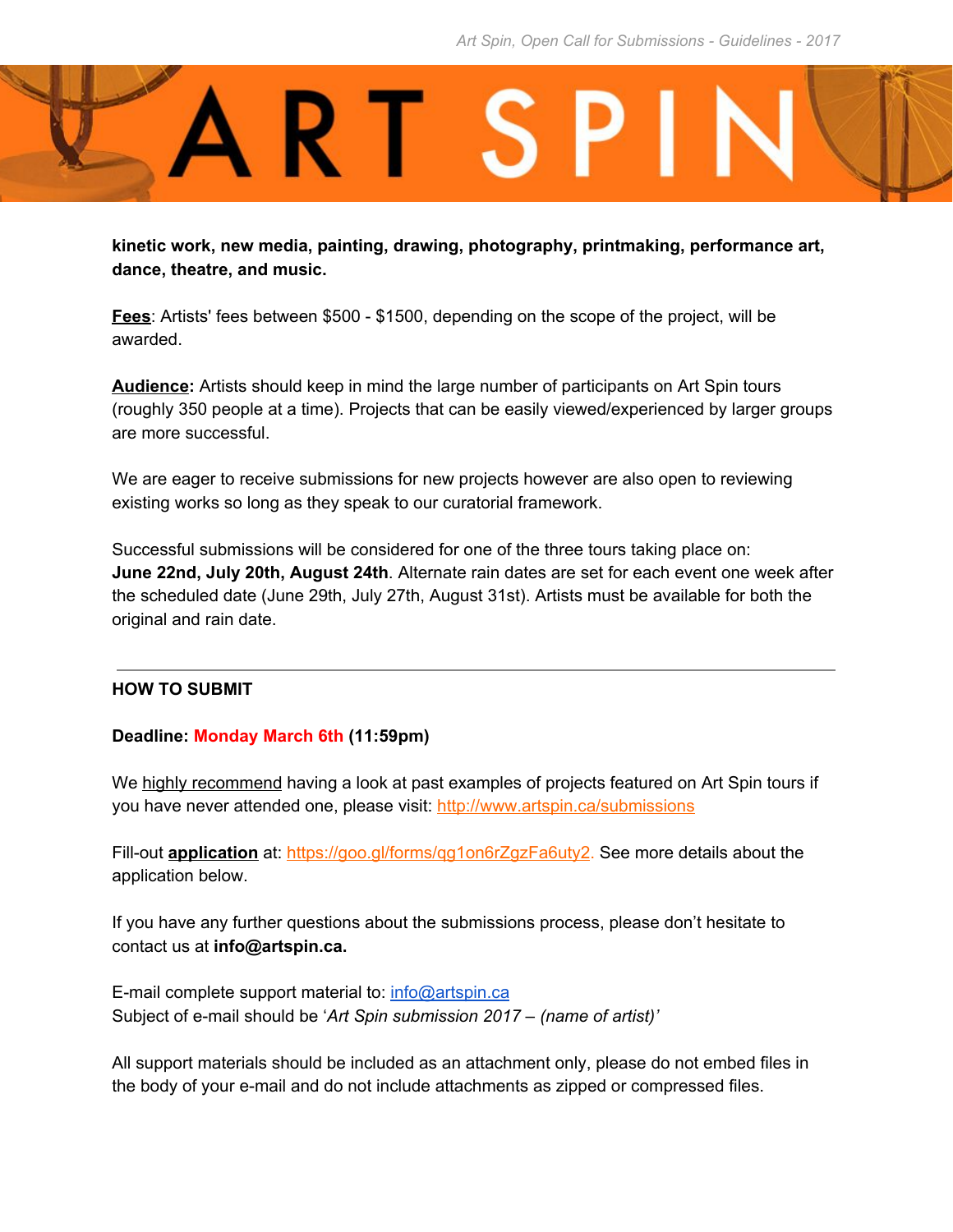**kinetic work, new media, painting, drawing, photography, printmaking, performance art, dance, theatre, and music.**

**Fees**: Artists' fees between $500 - $1500, depending on the scope of the project, will be awarded.

**Audience:** Artists should keep in mind the large number of participants on Art Spin tours (roughly 350 people at a time). Projects that can be easily viewed/experienced by larger groups are more successful.

We are eager to receive submissions for new projects however are also open to reviewing existing works so long as they speak to our curatorial framework.

Successful submissions will be considered for one of the three tours taking place on: **June 22nd, July 20th, August 24th**. Alternate rain dates are set for each event one week after the scheduled date (June 29th, July 27th, August 31st). Artists must be available for both the original and rain date.

---

## HOW TO SUBMIT

**Deadline: Monday March 6th (11:59pm)**

We highly recommend having a look at past examples of projects featured on Art Spin tours if you have never attended one, please visit: http://www.artspin.ca/submissions

Fill-out **application** at: https://goo.gl/forms/qg1on6rZgzFa6uty2. See more details about the application below.

If you have any further questions about the submissions process, please don't hesitate to contact us at **info@artspin.ca.**

E-mail complete support material to: info@artspin.ca
Subject of e-mail should be '*Art Spin submission 2017 – (name of artist)*'

All support materials should be included as an attachment only, please do not embed files in the body of your e-mail and do not include attachments as zipped or compressed files.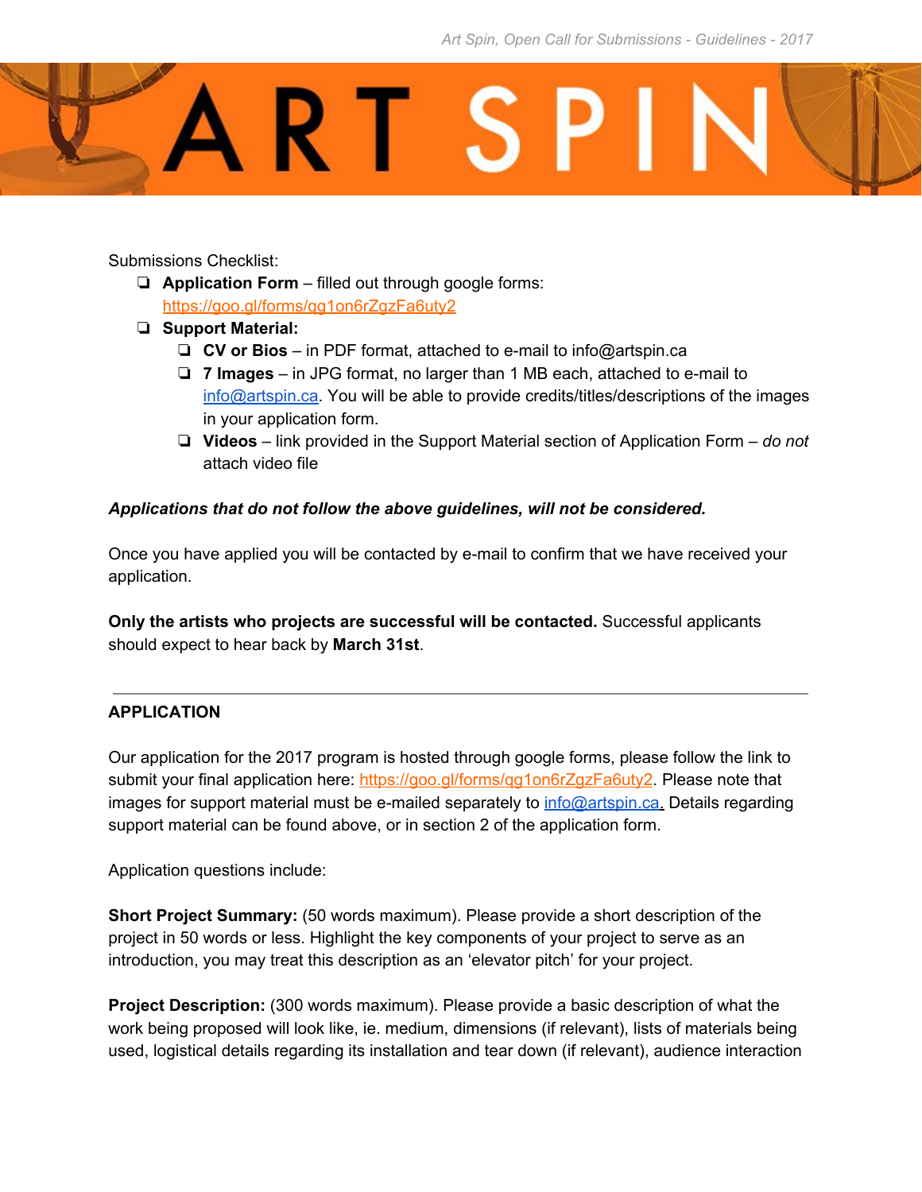Submissions Checklist:

- **Application Form** – filled out through google forms: https://goo.gl/forms/qg1on6rZgzFa6uty2
- **Support Material:**
  - **CV or Bios** – in PDF format, attached to e-mail to info@artspin.ca
  - **7 Images** – in JPG format, no larger than 1 MB each, attached to e-mail to info@artspin.ca. You will be able to provide credits/titles/descriptions of the images in your application form.
  - **Videos** – link provided in the Support Material section of Application Form – *do not* attach video file

***Applications that do not follow the above guidelines, will not be considered.***

Once you have applied you will be contacted by e-mail to confirm that we have received your application.

**Only the artists who projects are successful will be contacted.** Successful applicants should expect to hear back by **March 31st**.

---

## APPLICATION

Our application for the 2017 program is hosted through google forms, please follow the link to submit your final application here: https://goo.gl/forms/qg1on6rZgzFa6uty2. Please note that images for support material must be e-mailed separately to info@artspin.ca. Details regarding support material can be found above, or in section 2 of the application form.

Application questions include:

**Short Project Summary:** (50 words maximum). Please provide a short description of the project in 50 words or less. Highlight the key components of your project to serve as an introduction, you may treat this description as an 'elevator pitch' for your project.

**Project Description:** (300 words maximum). Please provide a basic description of what the work being proposed will look like, ie. medium, dimensions (if relevant), lists of materials being used, logistical details regarding its installation and tear down (if relevant), audience interaction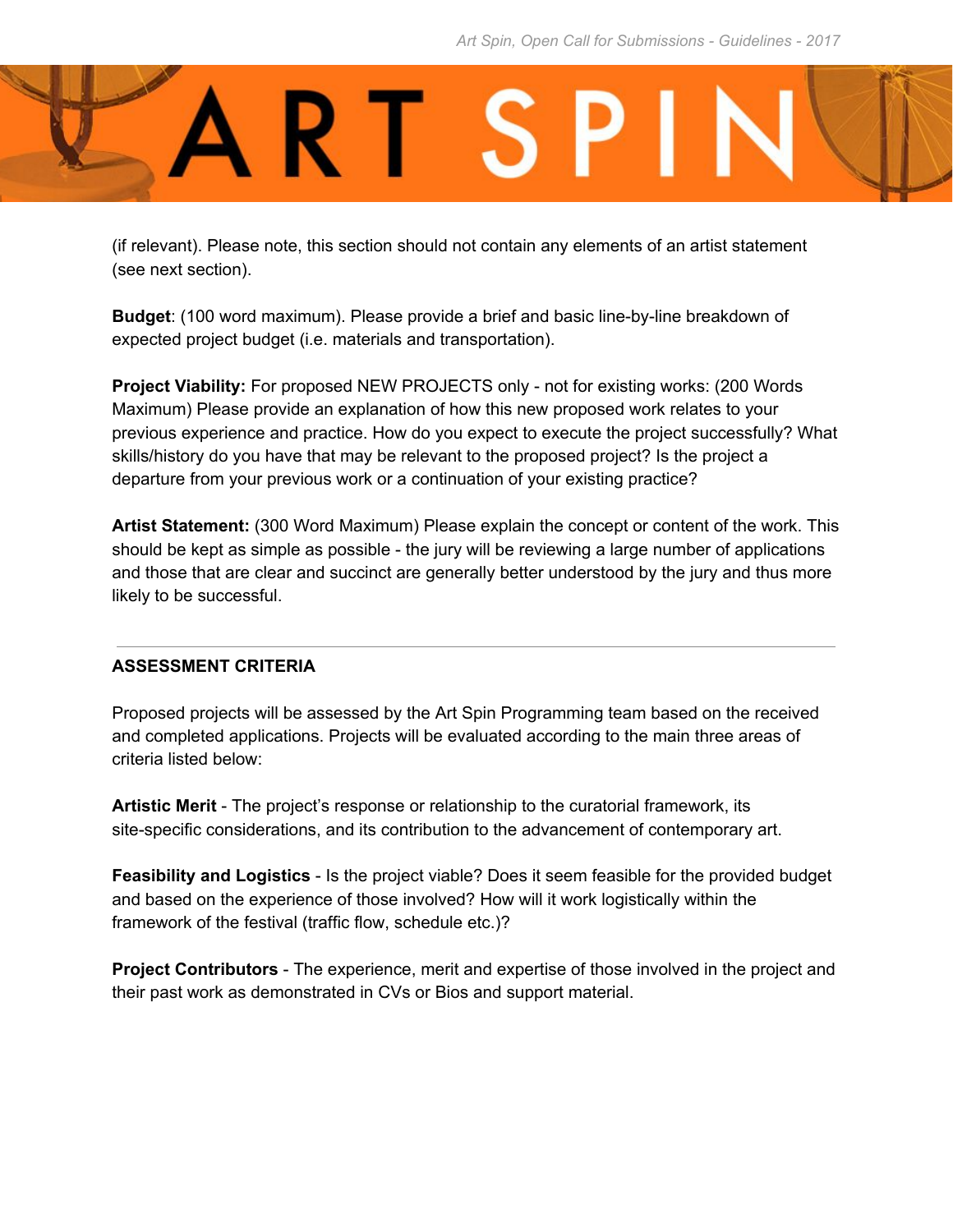(if relevant). Please note, this section should not contain any elements of an artist statement (see next section).

**Budget**: (100 word maximum). Please provide a brief and basic line-by-line breakdown of expected project budget (i.e. materials and transportation).

**Project Viability:** For proposed NEW PROJECTS only - not for existing works: (200 Words Maximum) Please provide an explanation of how this new proposed work relates to your previous experience and practice. How do you expect to execute the project successfully? What skills/history do you have that may be relevant to the proposed project? Is the project a departure from your previous work or a continuation of your existing practice?

**Artist Statement:** (300 Word Maximum) Please explain the concept or content of the work. This should be kept as simple as possible - the jury will be reviewing a large number of applications and those that are clear and succinct are generally better understood by the jury and thus more likely to be successful.

---

## ASSESSMENT CRITERIA

Proposed projects will be assessed by the Art Spin Programming team based on the received and completed applications. Projects will be evaluated according to the main three areas of criteria listed below:

**Artistic Merit** - The project's response or relationship to the curatorial framework, its site-specific considerations, and its contribution to the advancement of contemporary art.

**Feasibility and Logistics** - Is the project viable? Does it seem feasible for the provided budget and based on the experience of those involved? How will it work logistically within the framework of the festival (traffic flow, schedule etc.)?

**Project Contributors** - The experience, merit and expertise of those involved in the project and their past work as demonstrated in CVs or Bios and support material.